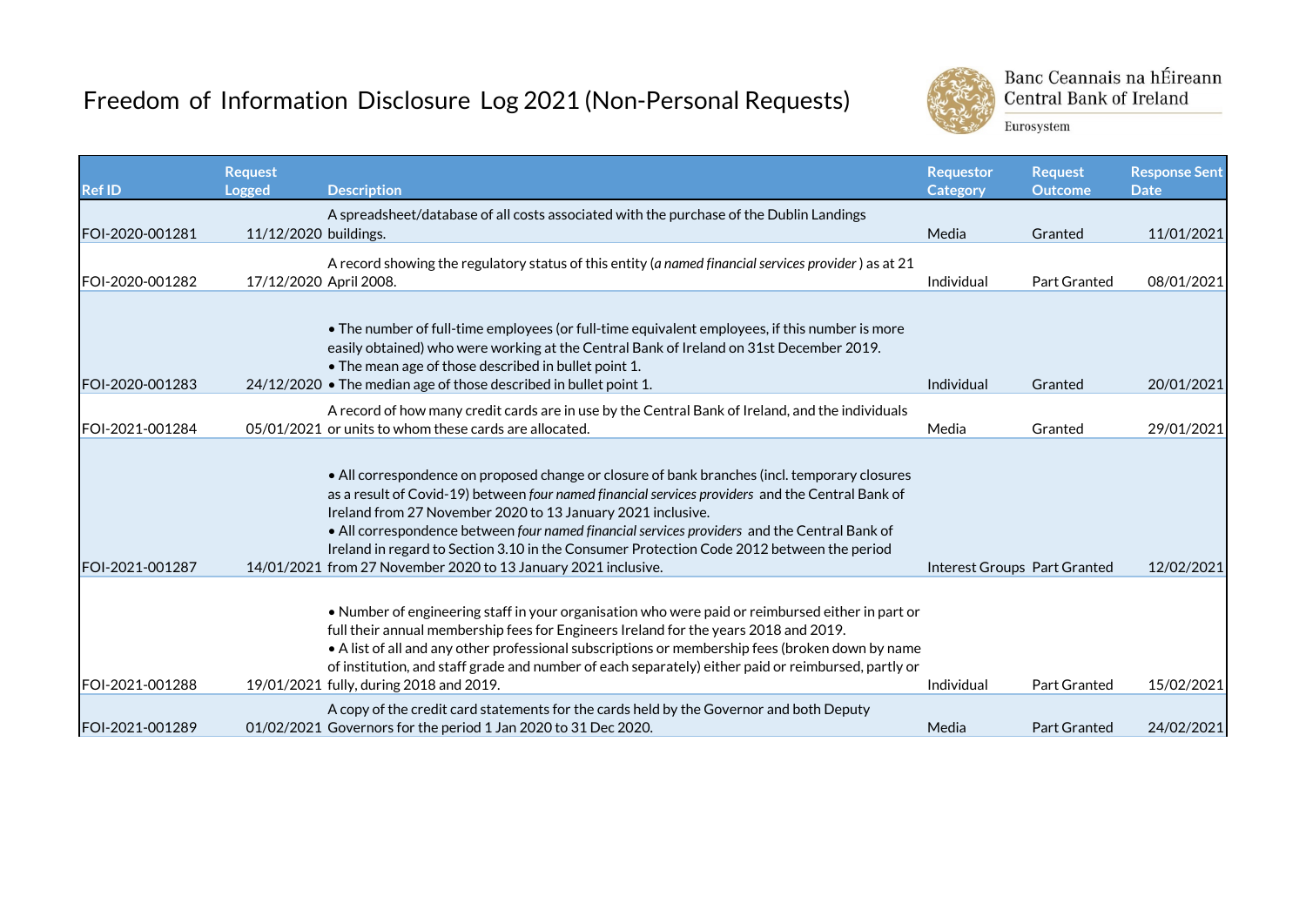# Freedom of Information Disclosure Log 2021 (Non-Personal Requests)

Banc Ceannais na hÉireann
Central Bank of Ireland
Eurosystem

| Ref ID | Request Logged | Description | Requestor Category | Request Outcome | Response Sent Date |
|---|---|---|---|---|---|
| FOI-2020-001281 | 11/12/2020 | A spreadsheet/database of all costs associated with the purchase of the Dublin Landings buildings. | Media | Granted | 11/01/2021 |
| FOI-2020-001282 | 17/12/2020 | A record showing the regulatory status of this entity (*a named financial services provider*) as at 21 April 2008. | Individual | Part Granted | 08/01/2021 |
| FOI-2020-001283 | 24/12/2020 | • The number of full-time employees (or full-time equivalent employees, if this number is more easily obtained) who were working at the Central Bank of Ireland on 31st December 2019.<br>• The mean age of those described in bullet point 1.<br>• The median age of those described in bullet point 1. | Individual | Granted | 20/01/2021 |
| FOI-2021-001284 | 05/01/2021 | A record of how many credit cards are in use by the Central Bank of Ireland, and the individuals or units to whom these cards are allocated. | Media | Granted | 29/01/2021 |
| FOI-2021-001287 | 14/01/2021 | • All correspondence on proposed change or closure of bank branches (incl. temporary closures as a result of Covid-19) between *four named financial services providers* and the Central Bank of Ireland from 27 November 2020 to 13 January 2021 inclusive.<br>• All correspondence between *four named financial services providers* and the Central Bank of Ireland in regard to Section 3.10 in the Consumer Protection Code 2012 between the period from 27 November 2020 to 13 January 2021 inclusive. | Interest Groups | Part Granted | 12/02/2021 |
| FOI-2021-001288 | 19/01/2021 | • Number of engineering staff in your organisation who were paid or reimbursed either in part or full their annual membership fees for Engineers Ireland for the years 2018 and 2019.<br>• A list of all and any other professional subscriptions or membership fees (broken down by name of institution, and staff grade and number of each separately) either paid or reimbursed, partly or fully, during 2018 and 2019. | Individual | Part Granted | 15/02/2021 |
| FOI-2021-001289 | 01/02/2021 | A copy of the credit card statements for the cards held by the Governor and both Deputy Governors for the period 1 Jan 2020 to 31 Dec 2020. | Media | Part Granted | 24/02/2021 |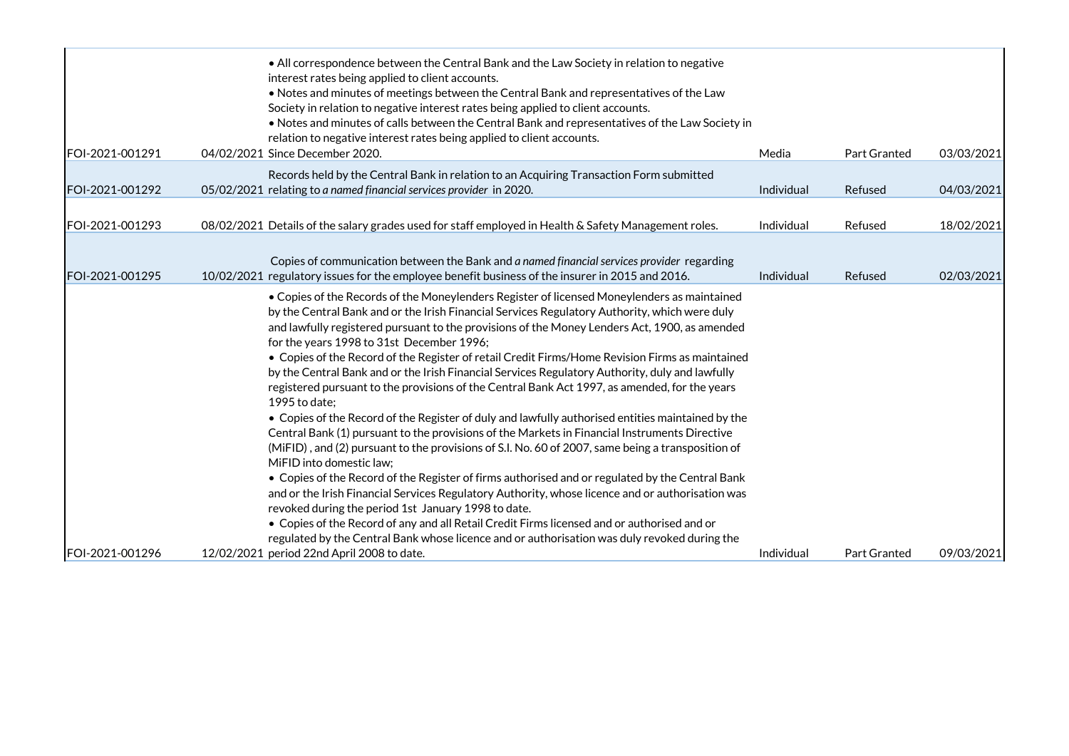| | | | | | |
|---|---|---|---|---|---|
| FOI-2021-001291 | 04/02/2021 | • All correspondence between the Central Bank and the Law Society in relation to negative interest rates being applied to client accounts.<br>• Notes and minutes of meetings between the Central Bank and representatives of the Law Society in relation to negative interest rates being applied to client accounts.<br>• Notes and minutes of calls between the Central Bank and representatives of the Law Society in relation to negative interest rates being applied to client accounts.<br>Since December 2020. | Media | Part Granted | 03/03/2021 |
| FOI-2021-001292 | 05/02/2021 | Records held by the Central Bank in relation to an Acquiring Transaction Form submitted relating to *a named financial services provider* in 2020. | Individual | Refused | 04/03/2021 |
| FOI-2021-001293 | 08/02/2021 | Details of the salary grades used for staff employed in Health & Safety Management roles. | Individual | Refused | 18/02/2021 |
| FOI-2021-001295 | 10/02/2021 | Copies of communication between the Bank and *a named financial services provider* regarding regulatory issues for the employee benefit business of the insurer in 2015 and 2016. | Individual | Refused | 02/03/2021 |
| FOI-2021-001296 | 12/02/2021 | • Copies of the Records of the Moneylenders Register of licensed Moneylenders as maintained by the Central Bank and or the Irish Financial Services Regulatory Authority, which were duly and lawfully registered pursuant to the provisions of the Money Lenders Act, 1900, as amended for the years 1998 to 31st December 1996;<br>• Copies of the Record of the Register of retail Credit Firms/Home Revision Firms as maintained by the Central Bank and or the Irish Financial Services Regulatory Authority, duly and lawfully registered pursuant to the provisions of the Central Bank Act 1997, as amended, for the years 1995 to date;<br>• Copies of the Record of the Register of duly and lawfully authorised entities maintained by the Central Bank (1) pursuant to the provisions of the Markets in Financial Instruments Directive (MiFID) , and (2) pursuant to the provisions of S.I. No. 60 of 2007, same being a transposition of MiFID into domestic law;<br>• Copies of the Record of the Register of firms authorised and or regulated by the Central Bank and or the Irish Financial Services Regulatory Authority, whose licence and or authorisation was revoked during the period 1st January 1998 to date.<br>• Copies of the Record of any and all Retail Credit Firms licensed and or authorised and or regulated by the Central Bank whose licence and or authorisation was duly revoked during the period 22nd April 2008 to date. | Individual | Part Granted | 09/03/2021 |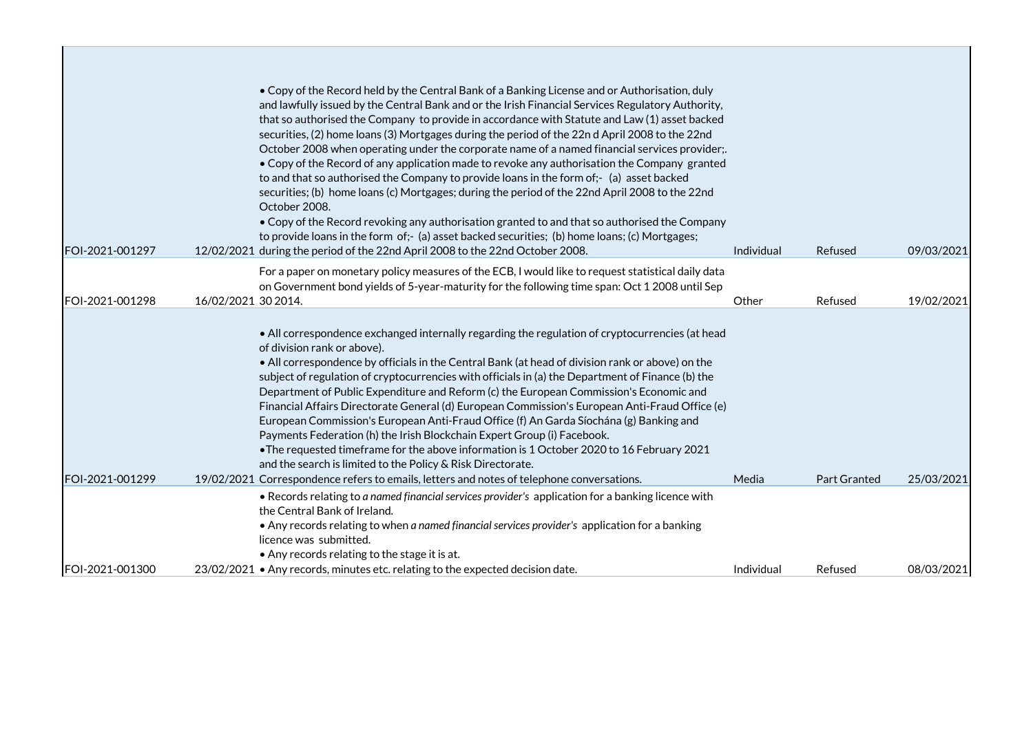| | | | | | |
|---|---|---|---|---|---|
| FOI-2021-001297 | 12/02/2021 | • Copy of the Record held by the Central Bank of a Banking License and or Authorisation, duly and lawfully issued by the Central Bank and or the Irish Financial Services Regulatory Authority, that so authorised the Company to provide in accordance with Statute and Law (1) asset backed securities, (2) home loans (3) Mortgages during the period of the 22n d April 2008 to the 22nd October 2008 when operating under the corporate name of a named financial services provider;.<br>• Copy of the Record of any application made to revoke any authorisation the Company granted to and that so authorised the Company to provide loans in the form of;- (a) asset backed securities; (b) home loans (c) Mortgages; during the period of the 22nd April 2008 to the 22nd October 2008.<br>• Copy of the Record revoking any authorisation granted to and that so authorised the Company to provide loans in the form of;- (a) asset backed securities; (b) home loans; (c) Mortgages; during the period of the 22nd April 2008 to the 22nd October 2008. | Individual | Refused | 09/03/2021 |
| FOI-2021-001298 | 16/02/2021 | For a paper on monetary policy measures of the ECB, I would like to request statistical daily data on Government bond yields of 5-year-maturity for the following time span: Oct 1 2008 until Sep 30 2014. | Other | Refused | 19/02/2021 |
| FOI-2021-001299 | 19/02/2021 | • All correspondence exchanged internally regarding the regulation of cryptocurrencies (at head of division rank or above).<br>• All correspondence by officials in the Central Bank (at head of division rank or above) on the subject of regulation of cryptocurrencies with officials in (a) the Department of Finance (b) the Department of Public Expenditure and Reform (c) the European Commission's Economic and Financial Affairs Directorate General (d) European Commission's European Anti-Fraud Office (e) European Commission's European Anti-Fraud Office (f) An Garda Síochána (g) Banking and Payments Federation (h) the Irish Blockchain Expert Group (i) Facebook.<br>•The requested timeframe for the above information is 1 October 2020 to 16 February 2021 and the search is limited to the Policy & Risk Directorate.<br>Correspondence refers to emails, letters and notes of telephone conversations. | Media | Part Granted | 25/03/2021 |
| FOI-2021-001300 | 23/02/2021 | • Records relating to *a named financial services provider's* application for a banking licence with the Central Bank of Ireland.<br>• Any records relating to when *a named financial services provider's* application for a banking licence was submitted.<br>• Any records relating to the stage it is at.<br>• Any records, minutes etc. relating to the expected decision date. | Individual | Refused | 08/03/2021 |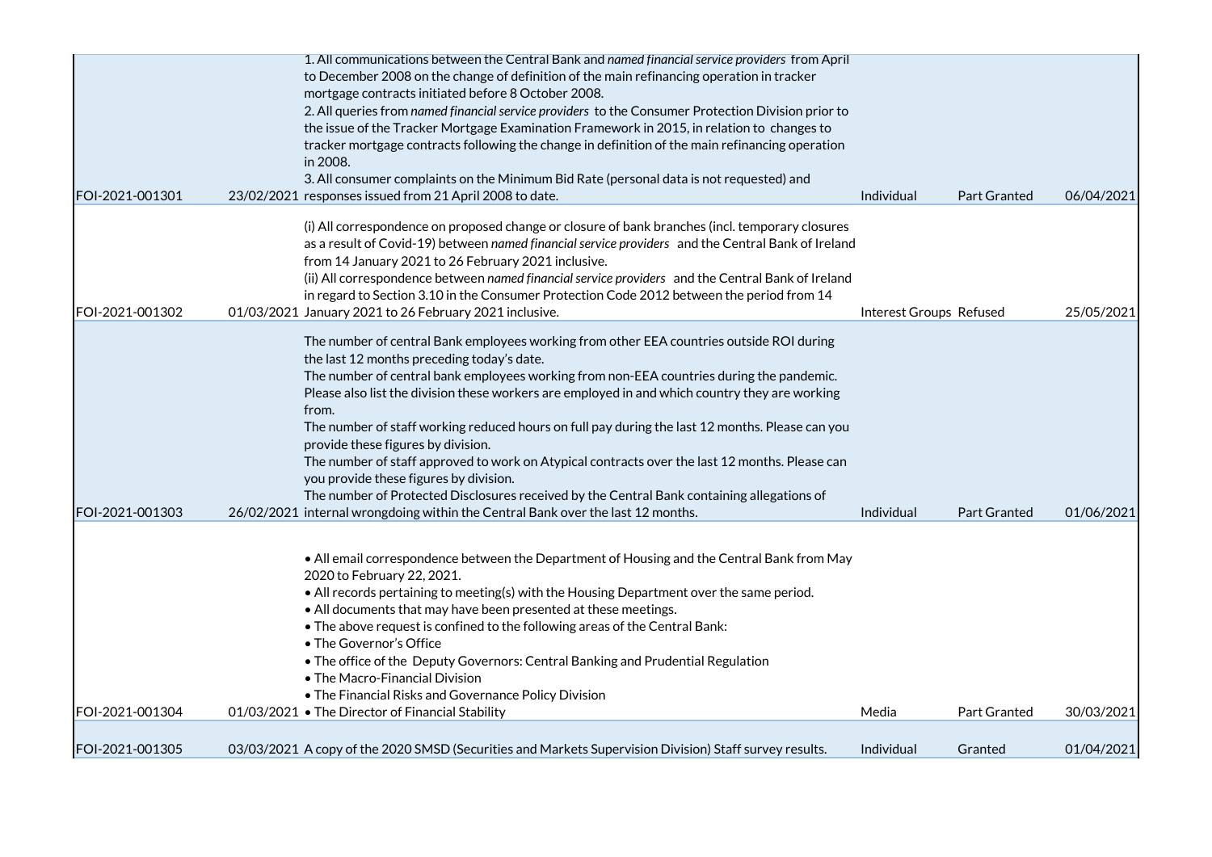| | | | | | |
|---|---|---|---|---|---|
| FOI-2021-001301 | 23/02/2021 | 1. All communications between the Central Bank and *named financial service providers* from April to December 2008 on the change of definition of the main refinancing operation in tracker mortgage contracts initiated before 8 October 2008.<br>2. All queries from *named financial service providers* to the Consumer Protection Division prior to the issue of the Tracker Mortgage Examination Framework in 2015, in relation to changes to tracker mortgage contracts following the change in definition of the main refinancing operation in 2008.<br>3. All consumer complaints on the Minimum Bid Rate (personal data is not requested) and responses issued from 21 April 2008 to date. | Individual | Part Granted | 06/04/2021 |
| FOI-2021-001302 | 01/03/2021 | (i) All correspondence on proposed change or closure of bank branches (incl. temporary closures as a result of Covid-19) between *named financial service providers* and the Central Bank of Ireland from 14 January 2021 to 26 February 2021 inclusive.<br>(ii) All correspondence between *named financial service providers* and the Central Bank of Ireland in regard to Section 3.10 in the Consumer Protection Code 2012 between the period from 14 January 2021 to 26 February 2021 inclusive. | Interest Groups | Refused | 25/05/2021 |
| FOI-2021-001303 | 26/02/2021 | The number of central Bank employees working from other EEA countries outside ROI during the last 12 months preceding today's date.<br>The number of central bank employees working from non-EEA countries during the pandemic. Please also list the division these workers are employed in and which country they are working from.<br>The number of staff working reduced hours on full pay during the last 12 months. Please can you provide these figures by division.<br>The number of staff approved to work on Atypical contracts over the last 12 months. Please can you provide these figures by division.<br>The number of Protected Disclosures received by the Central Bank containing allegations of internal wrongdoing within the Central Bank over the last 12 months. | Individual | Part Granted | 01/06/2021 |
| FOI-2021-001304 | 01/03/2021 | • All email correspondence between the Department of Housing and the Central Bank from May 2020 to February 22, 2021.<br>• All records pertaining to meeting(s) with the Housing Department over the same period.<br>• All documents that may have been presented at these meetings.<br>• The above request is confined to the following areas of the Central Bank:<br>• The Governor's Office<br>• The office of the Deputy Governors: Central Banking and Prudential Regulation<br>• The Macro-Financial Division<br>• The Financial Risks and Governance Policy Division<br>• The Director of Financial Stability | Media | Part Granted | 30/03/2021 |
| FOI-2021-001305 | 03/03/2021 | A copy of the 2020 SMSD (Securities and Markets Supervision Division) Staff survey results. | Individual | Granted | 01/04/2021 |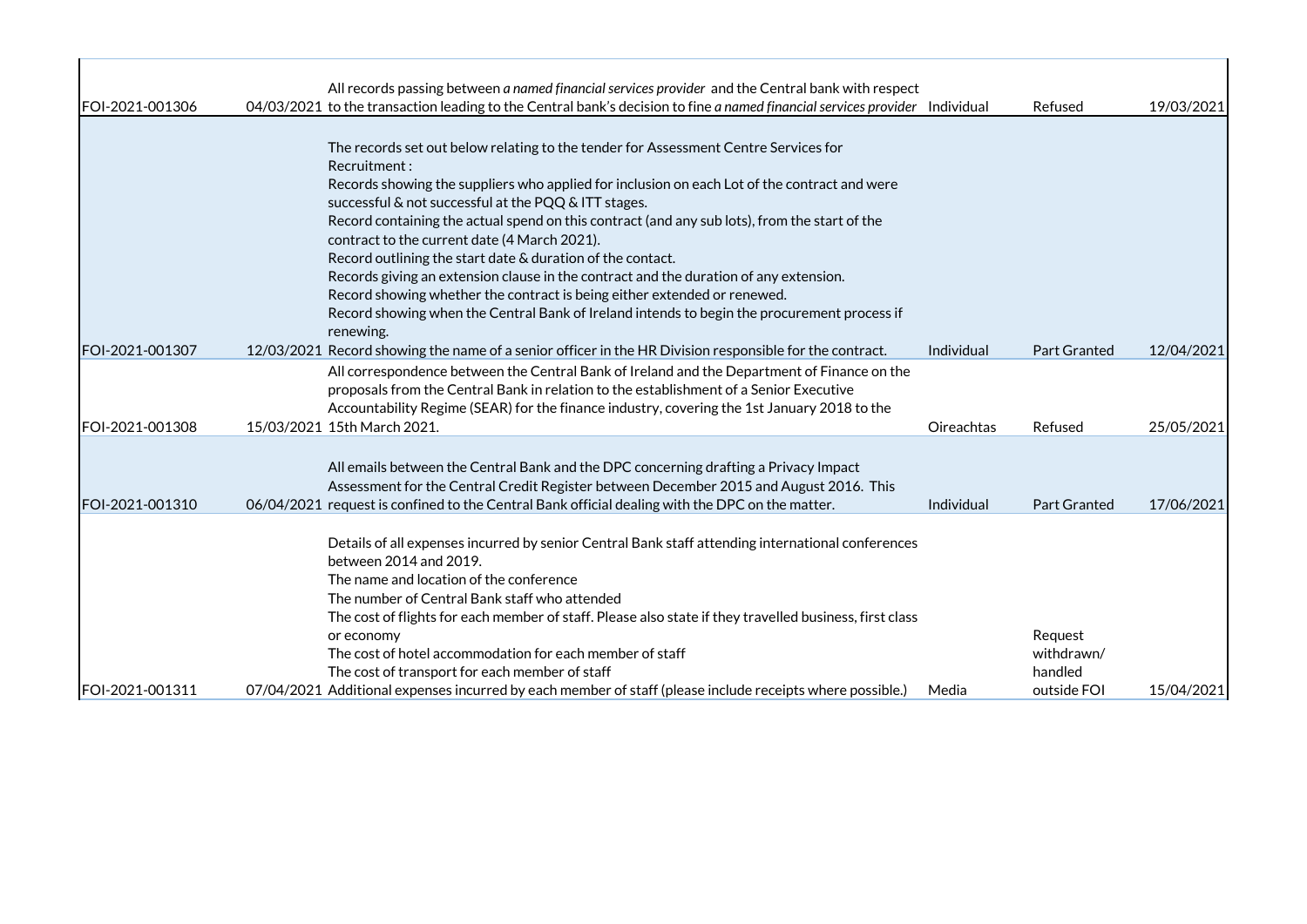| | | | | | |
|---|---|---|---|---|---|
| FOI-2021-001306 | 04/03/2021 | All records passing between *a named financial services provider* and the Central bank with respect to the transaction leading to the Central bank's decision to fine *a named financial services provider* | Individual | Refused | 19/03/2021 |
| FOI-2021-001307 | 12/03/2021 | The records set out below relating to the tender for Assessment Centre Services for Recruitment :<br>Records showing the suppliers who applied for inclusion on each Lot of the contract and were successful & not successful at the PQQ & ITT stages.<br>Record containing the actual spend on this contract (and any sub lots), from the start of the contract to the current date (4 March 2021).<br>Record outlining the start date & duration of the contact.<br>Records giving an extension clause in the contract and the duration of any extension.<br>Record showing whether the contract is being either extended or renewed.<br>Record showing when the Central Bank of Ireland intends to begin the procurement process if renewing.<br>Record showing the name of a senior officer in the HR Division responsible for the contract. | Individual | Part Granted | 12/04/2021 |
| FOI-2021-001308 | 15/03/2021 | All correspondence between the Central Bank of Ireland and the Department of Finance on the proposals from the Central Bank in relation to the establishment of a Senior Executive Accountability Regime (SEAR) for the finance industry, covering the 1st January 2018 to the 15th March 2021. | Oireachtas | Refused | 25/05/2021 |
| FOI-2021-001310 | 06/04/2021 | All emails between the Central Bank and the DPC concerning drafting a Privacy Impact Assessment for the Central Credit Register between December 2015 and August 2016. This request is confined to the Central Bank official dealing with the DPC on the matter. | Individual | Part Granted | 17/06/2021 |
| FOI-2021-001311 | 07/04/2021 | Details of all expenses incurred by senior Central Bank staff attending international conferences between 2014 and 2019.<br>The name and location of the conference<br>The number of Central Bank staff who attended<br>The cost of flights for each member of staff. Please also state if they travelled business, first class or economy<br>The cost of hotel accommodation for each member of staff<br>The cost of transport for each member of staff<br>Additional expenses incurred by each member of staff (please include receipts where possible.) | Media | Request withdrawn/ handled outside FOI | 15/04/2021 |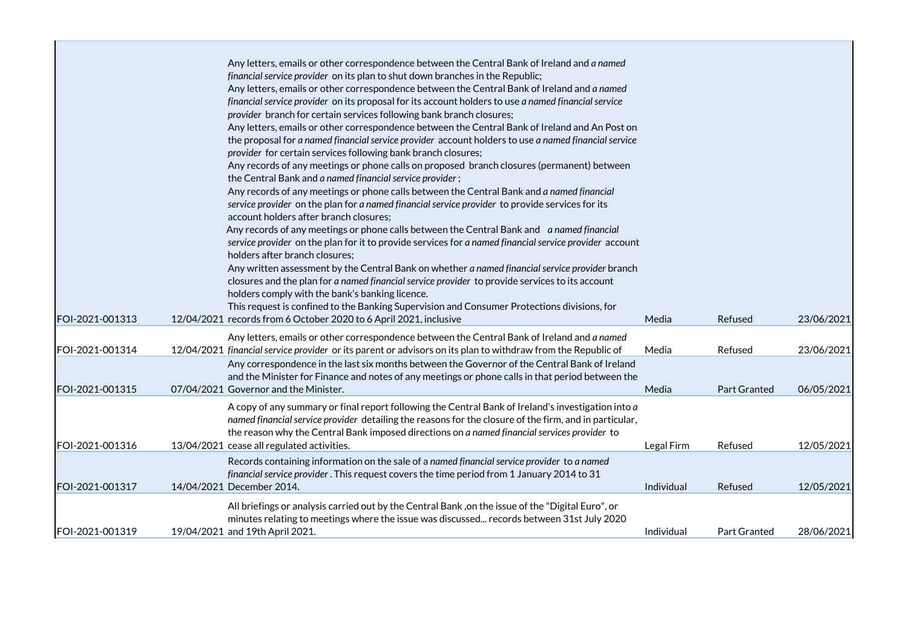| | | | | | |
|---|---|---|---|---|---|
| FOI-2021-001313 | 12/04/2021 | Any letters, emails or other correspondence between the Central Bank of Ireland and *a named financial service provider* on its plan to shut down branches in the Republic; Any letters, emails or other correspondence between the Central Bank of Ireland and *a named financial service provider* on its proposal for its account holders to use *a named financial service provider* branch for certain services following bank branch closures; Any letters, emails or other correspondence between the Central Bank of Ireland and An Post on the proposal for *a named financial service provider* account holders to use *a named financial service provider* for certain services following bank branch closures; Any records of any meetings or phone calls on proposed branch closures (permanent) between the Central Bank and *a named financial service provider*; Any records of any meetings or phone calls between the Central Bank and *a named financial service provider* on the plan for *a named financial service provider* to provide services for its account holders after branch closures; Any records of any meetings or phone calls between the Central Bank and *a named financial service provider* on the plan for it to provide services for *a named financial service provider* account holders after branch closures; Any written assessment by the Central Bank on whether *a named financial service provider* branch closures and the plan for *a named financial service provider* to provide services to its account holders comply with the bank's banking licence. This request is confined to the Banking Supervision and Consumer Protections divisions, for records from 6 October 2020 to 6 April 2021, inclusive | Media | Refused | 23/06/2021 |
| FOI-2021-001314 | 12/04/2021 | Any letters, emails or other correspondence between the Central Bank of Ireland and *a named financial service provider* or its parent or advisors on its plan to withdraw from the Republic of | Media | Refused | 23/06/2021 |
| FOI-2021-001315 | 07/04/2021 | Any correspondence in the last six months between the Governor of the Central Bank of Ireland and the Minister for Finance and notes of any meetings or phone calls in that period between the Governor and the Minister. | Media | Part Granted | 06/05/2021 |
| FOI-2021-001316 | 13/04/2021 | A copy of any summary or final report following the Central Bank of Ireland's investigation into *a named financial service provider* detailing the reasons for the closure of the firm, and in particular, the reason why the Central Bank imposed directions on *a named financial services provider* to cease all regulated activities. | Legal Firm | Refused | 12/05/2021 |
| FOI-2021-001317 | 14/04/2021 | Records containing information on the sale of a *named financial service provider* to *a named financial service provider*. This request covers the time period from 1 January 2014 to 31 December 2014. | Individual | Refused | 12/05/2021 |
| FOI-2021-001319 | 19/04/2021 | All briefings or analysis carried out by the Central Bank ,on the issue of the "Digital Euro", or minutes relating to meetings where the issue was discussed... records between 31st July 2020 and 19th April 2021. | Individual | Part Granted | 28/06/2021 |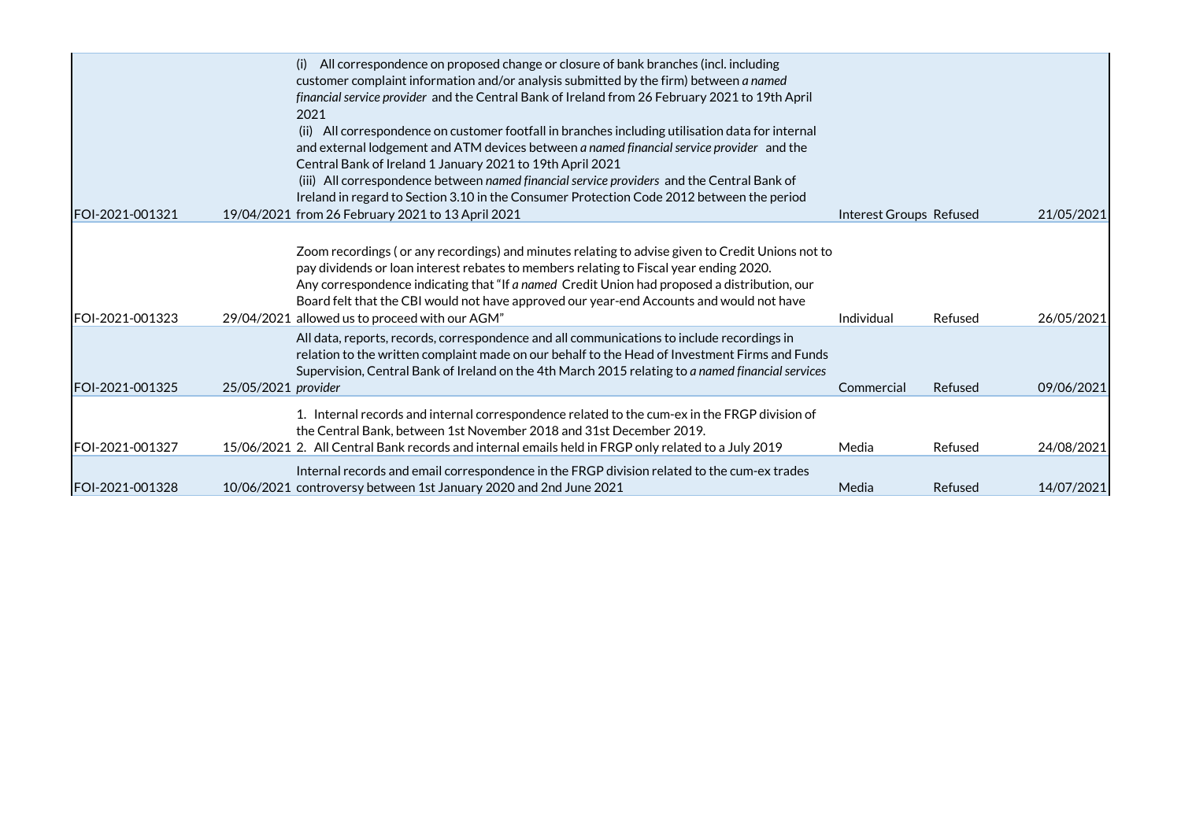| | | | | | |
|---|---|---|---|---|---|
| FOI-2021-001321 | 19/04/2021 | (i) All correspondence on proposed change or closure of bank branches (incl. including customer complaint information and/or analysis submitted by the firm) between *a named financial service provider* and the Central Bank of Ireland from 26 February 2021 to 19th April 2021<br>(ii) All correspondence on customer footfall in branches including utilisation data for internal and external lodgement and ATM devices between *a named financial service provider* and the Central Bank of Ireland 1 January 2021 to 19th April 2021<br>(iii) All correspondence between *named financial service providers* and the Central Bank of Ireland in regard to Section 3.10 in the Consumer Protection Code 2012 between the period from 26 February 2021 to 13 April 2021 | Interest Groups | Refused | 21/05/2021 |
| FOI-2021-001323 | 29/04/2021 | Zoom recordings ( or any recordings) and minutes relating to advise given to Credit Unions not to pay dividends or loan interest rebates to members relating to Fiscal year ending 2020.<br>Any correspondence indicating that "If *a named* Credit Union had proposed a distribution, our Board felt that the CBI would not have approved our year-end Accounts and would not have allowed us to proceed with our AGM" | Individual | Refused | 26/05/2021 |
| FOI-2021-001325 | 25/05/2021 | All data, reports, records, correspondence and all communications to include recordings in relation to the written complaint made on our behalf to the Head of Investment Firms and Funds Supervision, Central Bank of Ireland on the 4th March 2015 relating to *a named financial services provider* | Commercial | Refused | 09/06/2021 |
| FOI-2021-001327 | 15/06/2021 | 1. Internal records and internal correspondence related to the cum-ex in the FRGP division of the Central Bank, between 1st November 2018 and 31st December 2019.<br>2. All Central Bank records and internal emails held in FRGP only related to a July 2019 | Media | Refused | 24/08/2021 |
| FOI-2021-001328 | 10/06/2021 | Internal records and email correspondence in the FRGP division related to the cum-ex trades controversy between 1st January 2020 and 2nd June 2021 | Media | Refused | 14/07/2021 |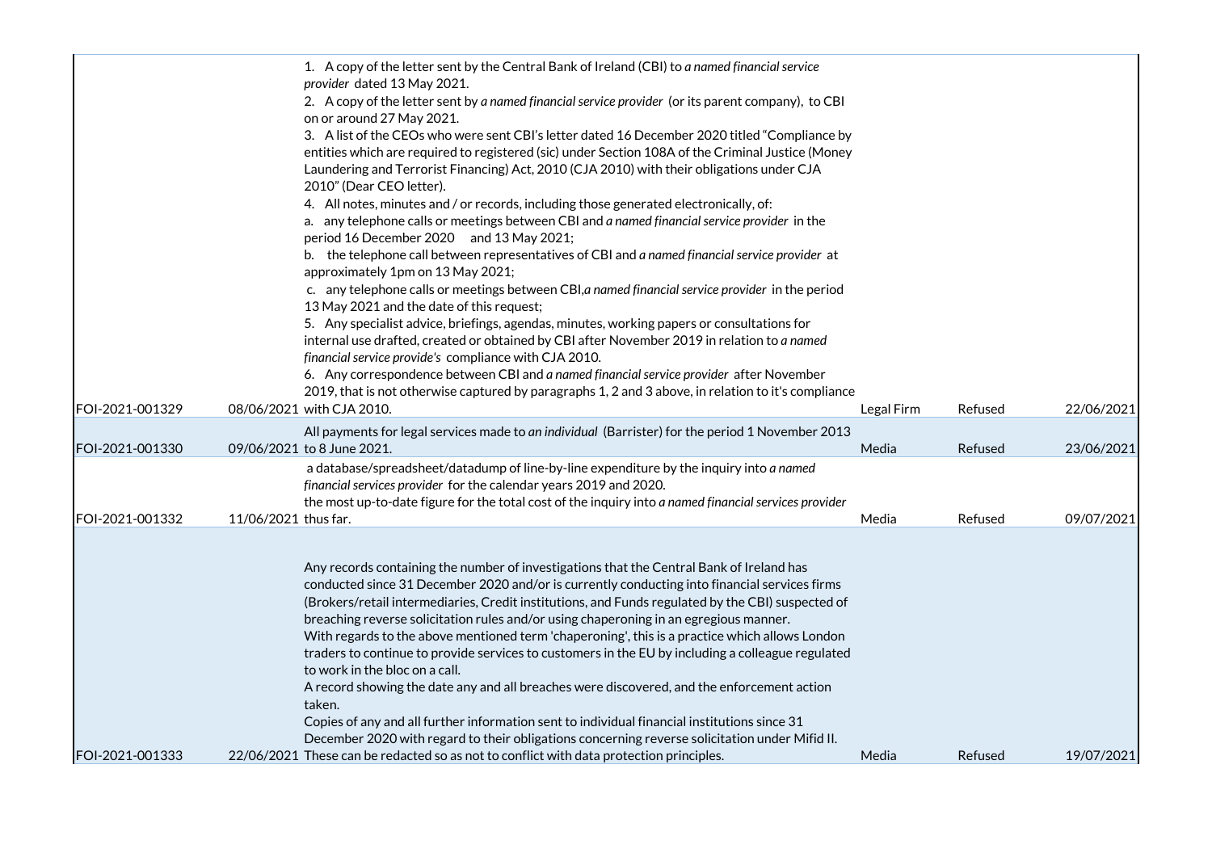| | | | | | |
|---|---|---|---|---|---|
| FOI-2021-001329 | 08/06/2021 | 1. A copy of the letter sent by the Central Bank of Ireland (CBI) to *a named financial service provider* dated 13 May 2021.<br>2. A copy of the letter sent by *a named financial service provider* (or its parent company), to CBI on or around 27 May 2021.<br>3. A list of the CEOs who were sent CBI's letter dated 16 December 2020 titled "Compliance by entities which are required to registered (sic) under Section 108A of the Criminal Justice (Money Laundering and Terrorist Financing) Act, 2010 (CJA 2010) with their obligations under CJA 2010" (Dear CEO letter).<br>4. All notes, minutes and / or records, including those generated electronically, of:<br>a. any telephone calls or meetings between CBI and *a named financial service provider* in the period 16 December 2020 and 13 May 2021;<br>b. the telephone call between representatives of CBI and *a named financial service provider* at approximately 1pm on 13 May 2021;<br>c. any telephone calls or meetings between CBI,*a named financial service provider* in the period 13 May 2021 and the date of this request;<br>5. Any specialist advice, briefings, agendas, minutes, working papers or consultations for internal use drafted, created or obtained by CBI after November 2019 in relation to *a named financial service provide's* compliance with CJA 2010.<br>6. Any correspondence between CBI and *a named financial service provider* after November 2019, that is not otherwise captured by paragraphs 1, 2 and 3 above, in relation to it's compliance with CJA 2010. | Legal Firm | Refused | 22/06/2021 |
| FOI-2021-001330 | 09/06/2021 | All payments for legal services made to *an individual* (Barrister) for the period 1 November 2013 to 8 June 2021. | Media | Refused | 23/06/2021 |
| FOI-2021-001332 | 11/06/2021 | a database/spreadsheet/datadump of line-by-line expenditure by the inquiry into *a named financial services provider* for the calendar years 2019 and 2020.<br>the most up-to-date figure for the total cost of the inquiry into *a named financial services provider* thus far. | Media | Refused | 09/07/2021 |
| FOI-2021-001333 | 22/06/2021 | Any records containing the number of investigations that the Central Bank of Ireland has conducted since 31 December 2020 and/or is currently conducting into financial services firms (Brokers/retail intermediaries, Credit institutions, and Funds regulated by the CBI) suspected of breaching reverse solicitation rules and/or using chaperoning in an egregious manner.<br>With regards to the above mentioned term 'chaperoning', this is a practice which allows London traders to continue to provide services to customers in the EU by including a colleague regulated to work in the bloc on a call.<br>A record showing the date any and all breaches were discovered, and the enforcement action taken.<br>Copies of any and all further information sent to individual financial institutions since 31 December 2020 with regard to their obligations concerning reverse solicitation under Mifid II.<br>These can be redacted so as not to conflict with data protection principles. | Media | Refused | 19/07/2021 |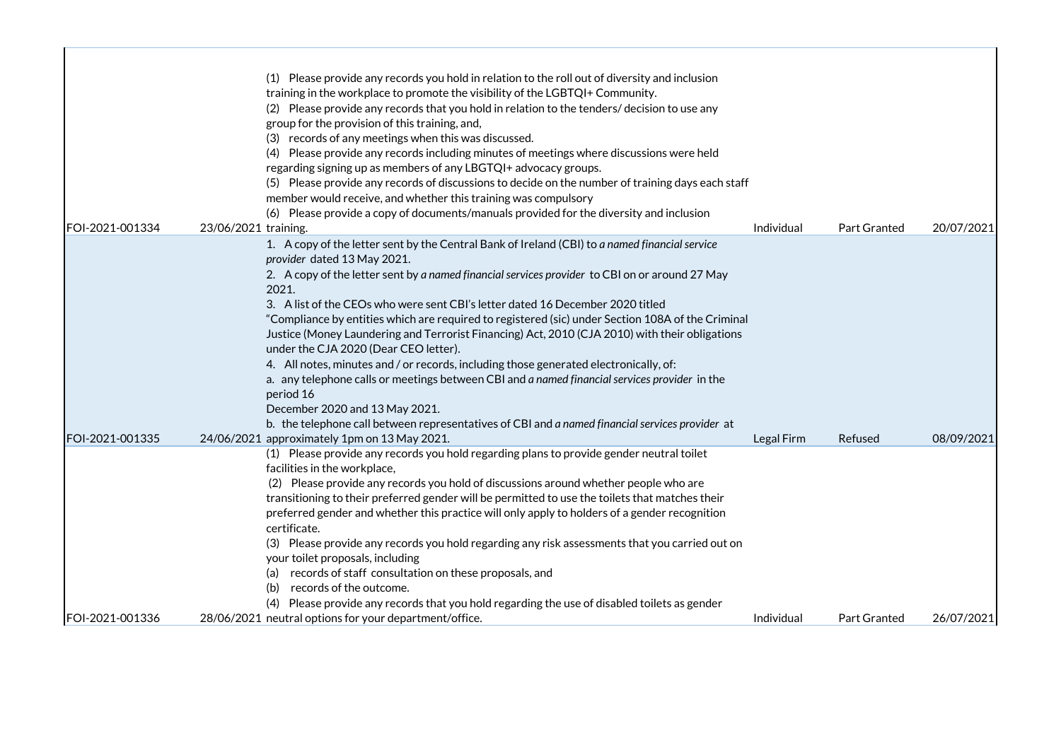| | | | | | |
|---|---|---|---|---|---|
| FOI-2021-001334 | 23/06/2021 | (1) Please provide any records you hold in relation to the roll out of diversity and inclusion training in the workplace to promote the visibility of the LGBTQI+ Community.<br>(2) Please provide any records that you hold in relation to the tenders/ decision to use any group for the provision of this training, and,<br>(3) records of any meetings when this was discussed.<br>(4) Please provide any records including minutes of meetings where discussions were held regarding signing up as members of any LBGTQI+ advocacy groups.<br>(5) Please provide any records of discussions to decide on the number of training days each staff member would receive, and whether this training was compulsory<br>(6) Please provide a copy of documents/manuals provided for the diversity and inclusion training. | Individual | Part Granted | 20/07/2021 |
| FOI-2021-001335 | 24/06/2021 | 1. A copy of the letter sent by the Central Bank of Ireland (CBI) to *a named financial service provider* dated 13 May 2021.<br>2. A copy of the letter sent by *a named financial services provider* to CBI on or around 27 May 2021.<br>3. A list of the CEOs who were sent CBI's letter dated 16 December 2020 titled "Compliance by entities which are required to registered (sic) under Section 108A of the Criminal Justice (Money Laundering and Terrorist Financing) Act, 2010 (CJA 2010) with their obligations under the CJA 2020 (Dear CEO letter).<br>4. All notes, minutes and / or records, including those generated electronically, of:<br>a. any telephone calls or meetings between CBI and *a named financial services provider* in the period 16<br>December 2020 and 13 May 2021.<br>b. the telephone call between representatives of CBI and *a named financial services provider* at approximately 1pm on 13 May 2021. | Legal Firm | Refused | 08/09/2021 |
| FOI-2021-001336 | 28/06/2021 | (1) Please provide any records you hold regarding plans to provide gender neutral toilet facilities in the workplace,<br>(2) Please provide any records you hold of discussions around whether people who are transitioning to their preferred gender will be permitted to use the toilets that matches their preferred gender and whether this practice will only apply to holders of a gender recognition certificate.<br>(3) Please provide any records you hold regarding any risk assessments that you carried out on your toilet proposals, including<br>(a) records of staff consultation on these proposals, and<br>(b) records of the outcome.<br>(4) Please provide any records that you hold regarding the use of disabled toilets as gender neutral options for your department/office. | Individual | Part Granted | 26/07/2021 |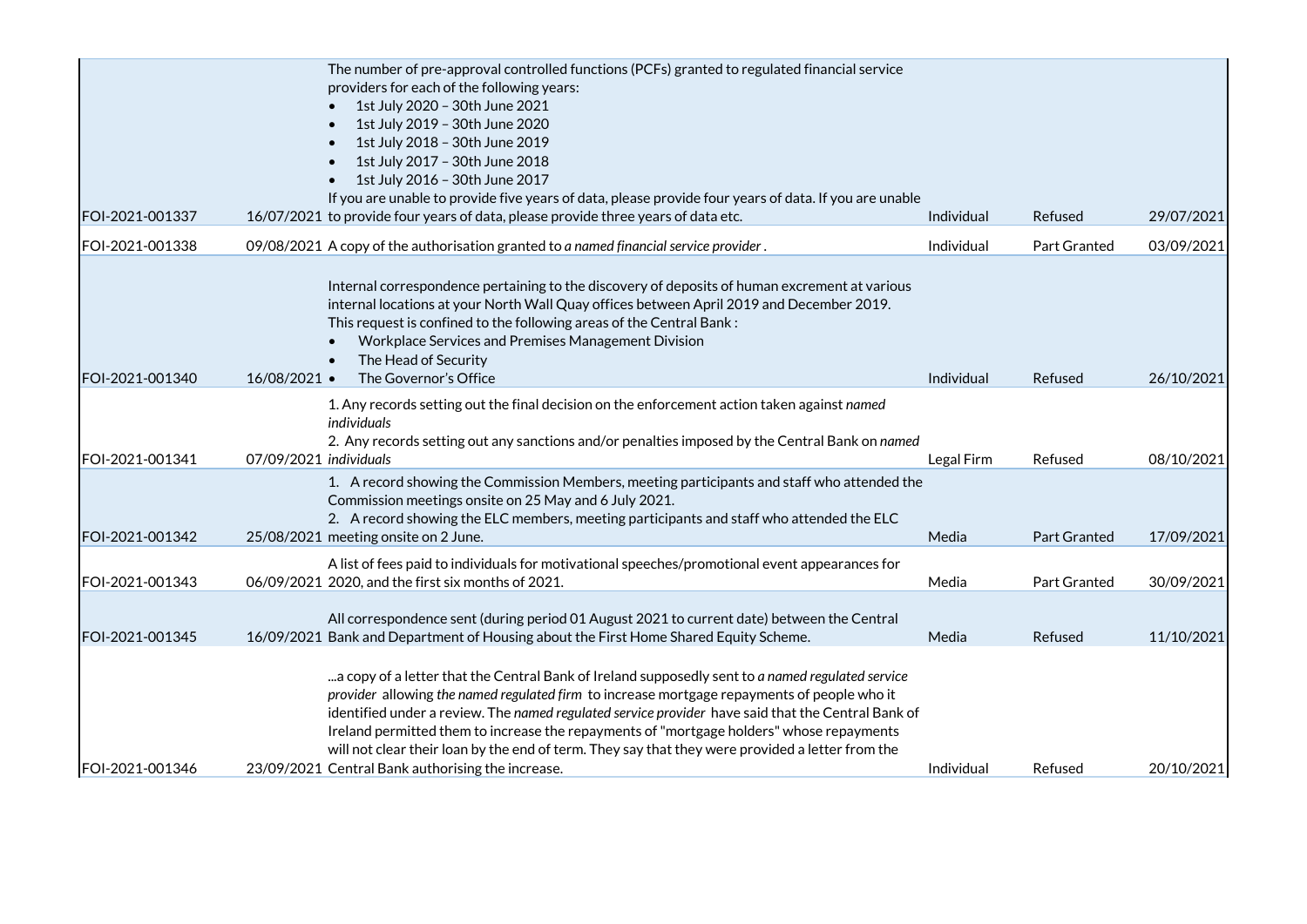| | | | | | |
|---|---|---|---|---|---|
| FOI-2021-001337 | 16/07/2021 | The number of pre-approval controlled functions (PCFs) granted to regulated financial service providers for each of the following years:<br>• 1st July 2020 – 30th June 2021<br>• 1st July 2019 – 30th June 2020<br>• 1st July 2018 – 30th June 2019<br>• 1st July 2017 – 30th June 2018<br>• 1st July 2016 – 30th June 2017<br>If you are unable to provide five years of data, please provide four years of data. If you are unable to provide four years of data, please provide three years of data etc. | Individual | Refused | 29/07/2021 |
| FOI-2021-001338 | 09/08/2021 | A copy of the authorisation granted to *a named financial service provider*. | Individual | Part Granted | 03/09/2021 |
| FOI-2021-001340 | 16/08/2021 | Internal correspondence pertaining to the discovery of deposits of human excrement at various internal locations at your North Wall Quay offices between April 2019 and December 2019. This request is confined to the following areas of the Central Bank:<br>• Workplace Services and Premises Management Division<br>• The Head of Security<br>• The Governor's Office | Individual | Refused | 26/10/2021 |
| FOI-2021-001341 | 07/09/2021 | 1. Any records setting out the final decision on the enforcement action taken against *named individuals*<br>2. Any records setting out any sanctions and/or penalties imposed by the Central Bank on *named individuals* | Legal Firm | Refused | 08/10/2021 |
| FOI-2021-001342 | 25/08/2021 | 1. A record showing the Commission Members, meeting participants and staff who attended the Commission meetings onsite on 25 May and 6 July 2021.<br>2. A record showing the ELC members, meeting participants and staff who attended the ELC meeting onsite on 2 June. | Media | Part Granted | 17/09/2021 |
| FOI-2021-001343 | 06/09/2021 | A list of fees paid to individuals for motivational speeches/promotional event appearances for 2020, and the first six months of 2021. | Media | Part Granted | 30/09/2021 |
| FOI-2021-001345 | 16/09/2021 | All correspondence sent (during period 01 August 2021 to current date) between the Central Bank and Department of Housing about the First Home Shared Equity Scheme. | Media | Refused | 11/10/2021 |
| FOI-2021-001346 | 23/09/2021 | ...a copy of a letter that the Central Bank of Ireland supposedly sent to *a named regulated service provider* allowing *the named regulated firm* to increase mortgage repayments of people who it identified under a review. The *named regulated service provider* have said that the Central Bank of Ireland permitted them to increase the repayments of "mortgage holders" whose repayments will not clear their loan by the end of term. They say that they were provided a letter from the Central Bank authorising the increase. | Individual | Refused | 20/10/2021 |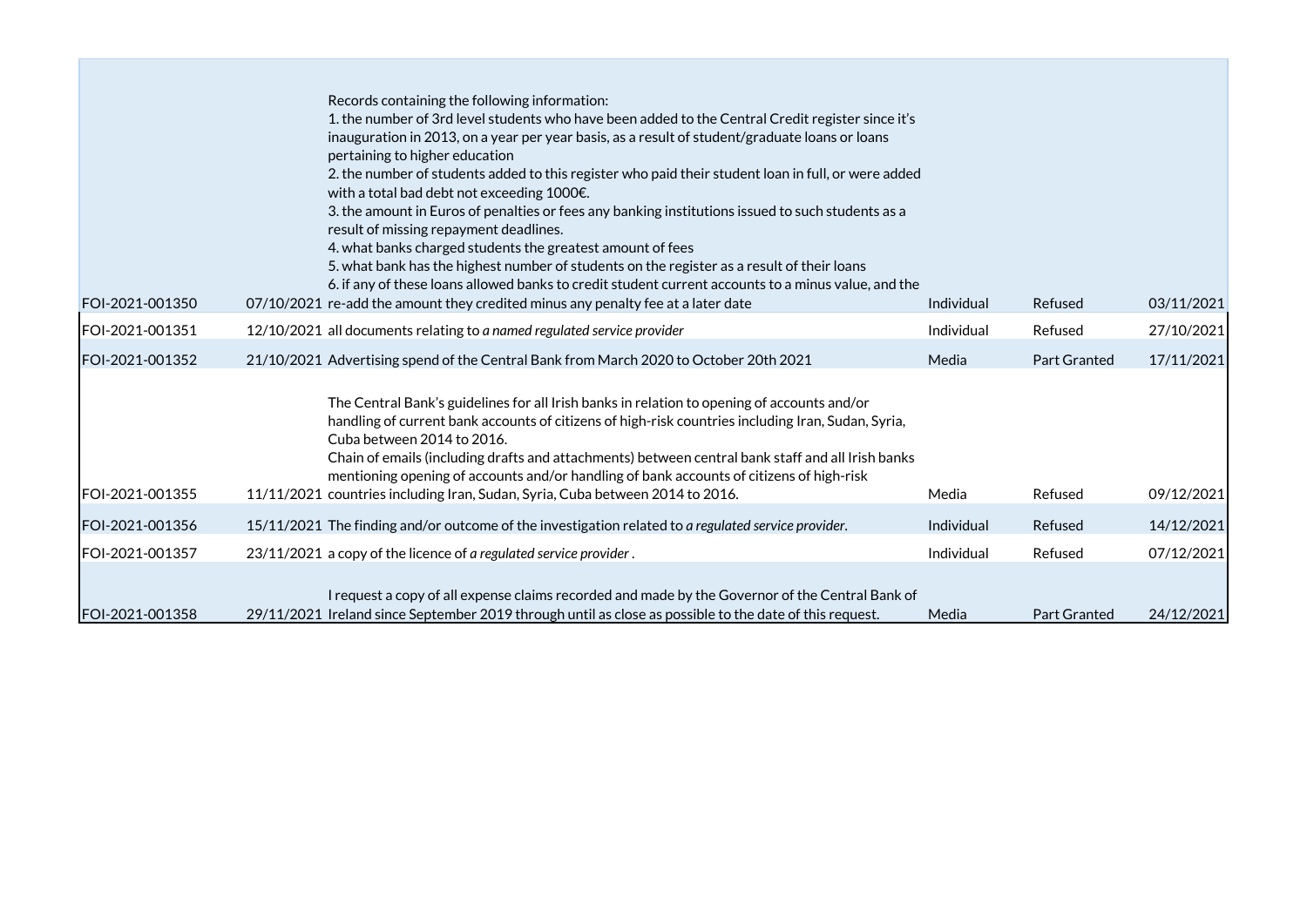| | | | | | |
|---|---|---|---|---|---|
| FOI-2021-001350 | 07/10/2021 | Records containing the following information:<br>1. the number of 3rd level students who have been added to the Central Credit register since it's inauguration in 2013, on a year per year basis, as a result of student/graduate loans or loans pertaining to higher education<br>2. the number of students added to this register who paid their student loan in full, or were added with a total bad debt not exceeding 1000€.<br>3. the amount in Euros of penalties or fees any banking institutions issued to such students as a result of missing repayment deadlines.<br>4. what banks charged students the greatest amount of fees<br>5. what bank has the highest number of students on the register as a result of their loans<br>6. if any of these loans allowed banks to credit student current accounts to a minus value, and the re-add the amount they credited minus any penalty fee at a later date | Individual | Refused | 03/11/2021 |
| FOI-2021-001351 | 12/10/2021 | all documents relating to *a named regulated service provider* | Individual | Refused | 27/10/2021 |
| FOI-2021-001352 | 21/10/2021 | Advertising spend of the Central Bank from March 2020 to October 20th 2021 | Media | Part Granted | 17/11/2021 |
| FOI-2021-001355 | 11/11/2021 | The Central Bank's guidelines for all Irish banks in relation to opening of accounts and/or handling of current bank accounts of citizens of high-risk countries including Iran, Sudan, Syria, Cuba between 2014 to 2016.<br>Chain of emails (including drafts and attachments) between central bank staff and all Irish banks mentioning opening of accounts and/or handling of bank accounts of citizens of high-risk countries including Iran, Sudan, Syria, Cuba between 2014 to 2016. | Media | Refused | 09/12/2021 |
| FOI-2021-001356 | 15/11/2021 | The finding and/or outcome of the investigation related to *a regulated service provider*. | Individual | Refused | 14/12/2021 |
| FOI-2021-001357 | 23/11/2021 | a copy of the licence of *a regulated service provider* . | Individual | Refused | 07/12/2021 |
| FOI-2021-001358 | 29/11/2021 | I request a copy of all expense claims recorded and made by the Governor of the Central Bank of Ireland since September 2019 through until as close as possible to the date of this request. | Media | Part Granted | 24/12/2021 |